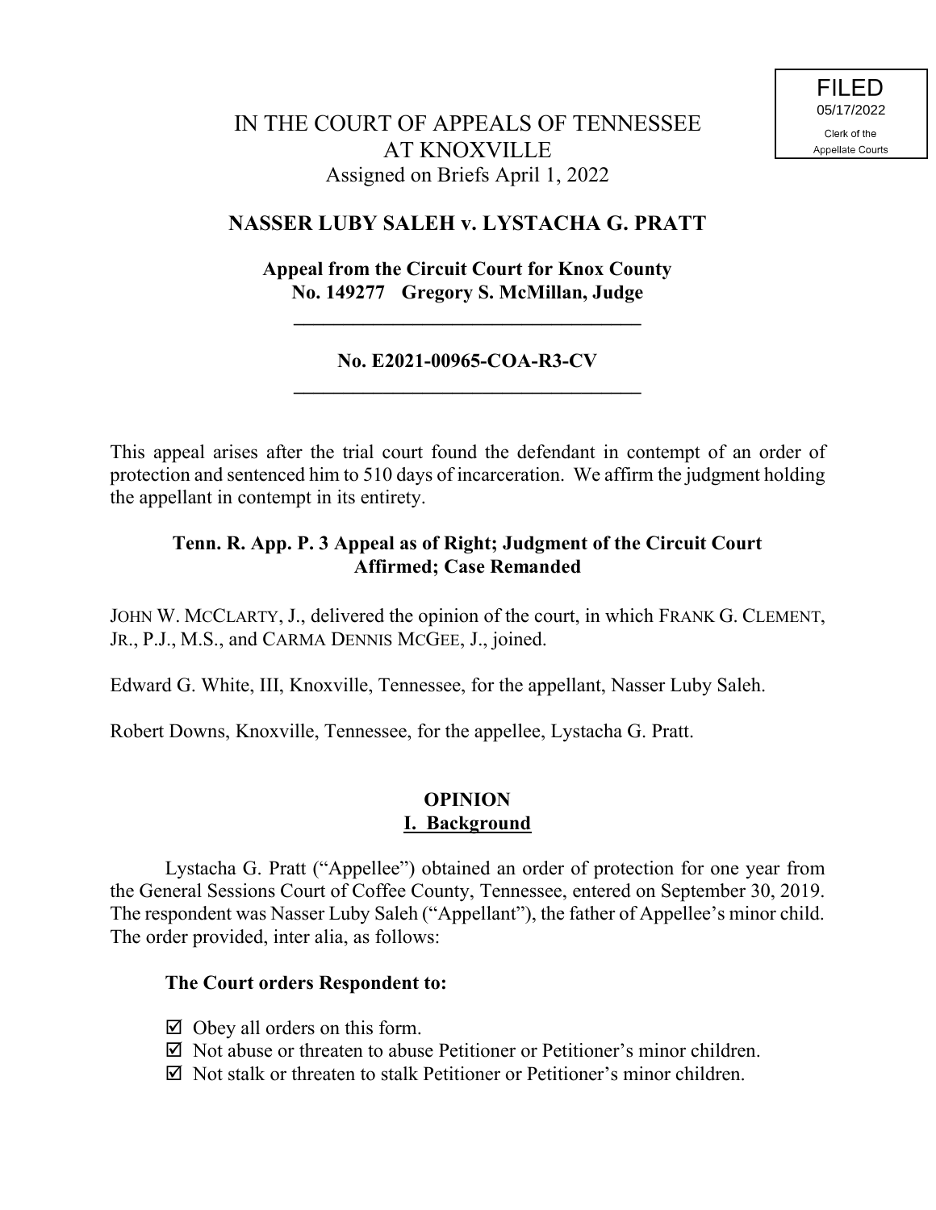FILED
05/17/2022
Clerk of the
Appellate Courts

# IN THE COURT OF APPEALS OF TENNESSEE AT KNOXVILLE

Assigned on Briefs April 1, 2022

## NASSER LUBY SALEH v. LYSTACHA G. PRATT

**Appeal from the Circuit Court for Knox County**
**No. 149277 Gregory S. McMillan, Judge**

---

**No. E2021-00965-COA-R3-CV**

---

This appeal arises after the trial court found the defendant in contempt of an order of protection and sentenced him to 510 days of incarceration. We affirm the judgment holding the appellant in contempt in its entirety.

**Tenn. R. App. P. 3 Appeal as of Right; Judgment of the Circuit Court Affirmed; Case Remanded**

JOHN W. MCCLARTY, J., delivered the opinion of the court, in which FRANK G. CLEMENT, JR., P.J., M.S., and CARMA DENNIS MCGEE, J., joined.

Edward G. White, III, Knoxville, Tennessee, for the appellant, Nasser Luby Saleh.

Robert Downs, Knoxville, Tennessee, for the appellee, Lystacha G. Pratt.

## OPINION

### I. Background

Lystacha G. Pratt ("Appellee") obtained an order of protection for one year from the General Sessions Court of Coffee County, Tennessee, entered on September 30, 2019. The respondent was Nasser Luby Saleh ("Appellant"), the father of Appellee's minor child. The order provided, inter alia, as follows:

**The Court orders Respondent to:**

- ☑ Obey all orders on this form.
- ☑ Not abuse or threaten to abuse Petitioner or Petitioner's minor children.
- ☑ Not stalk or threaten to stalk Petitioner or Petitioner's minor children.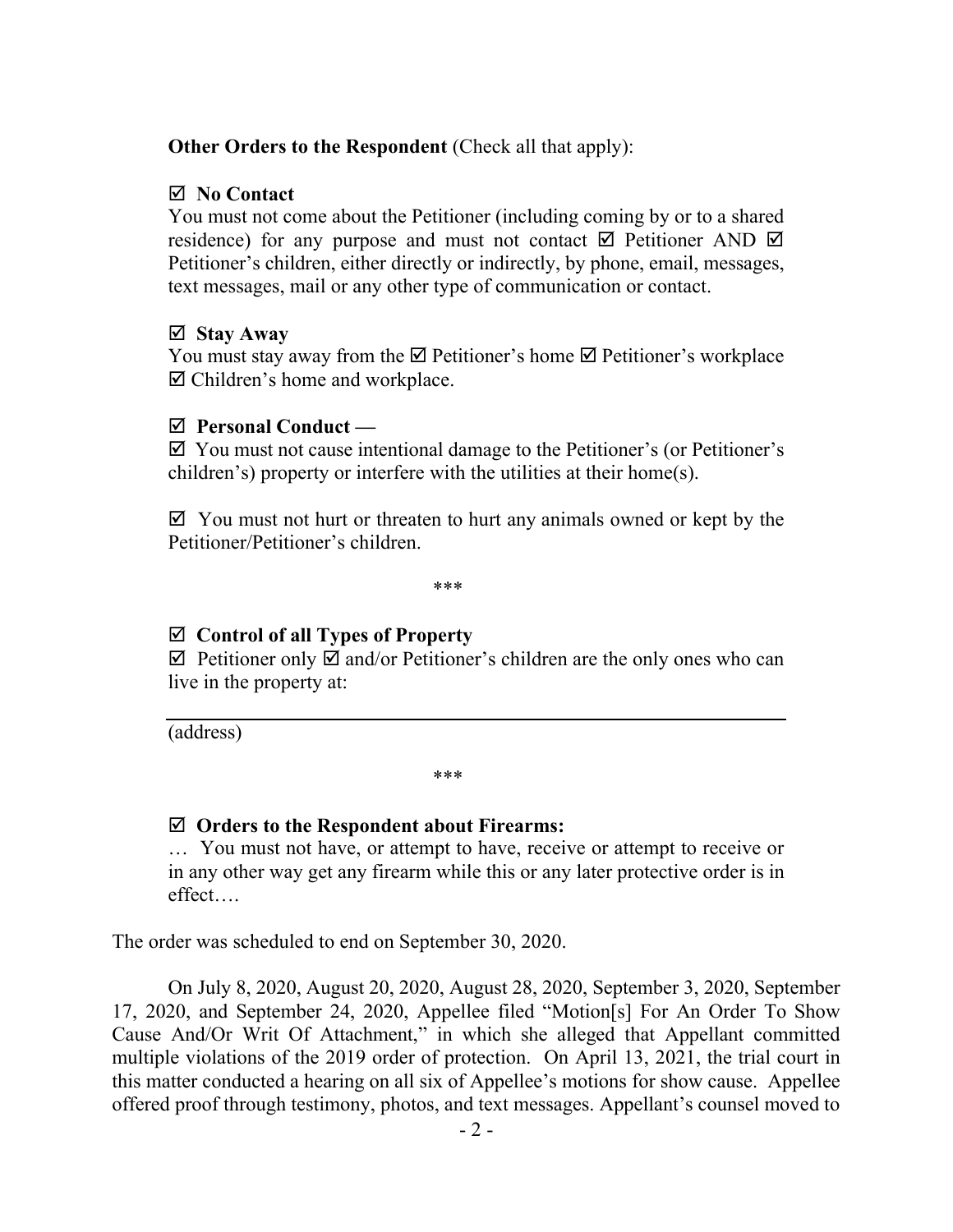**Other Orders to the Respondent** (Check all that apply):

☑ **No Contact**
You must not come about the Petitioner (including coming by or to a shared residence) for any purpose and must not contact ☑ Petitioner AND ☑ Petitioner's children, either directly or indirectly, by phone, email, messages, text messages, mail or any other type of communication or contact.

☑ **Stay Away**
You must stay away from the ☑ Petitioner's home ☑ Petitioner's workplace ☑ Children's home and workplace.

☑ **Personal Conduct —**
☑ You must not cause intentional damage to the Petitioner's (or Petitioner's children's) property or interfere with the utilities at their home(s).

☑ You must not hurt or threaten to hurt any animals owned or kept by the Petitioner/Petitioner's children.

\*\*\*

☑ **Control of all Types of Property**
☑ Petitioner only ☑ and/or Petitioner's children are the only ones who can live in the property at:

\_\_\_\_\_\_\_\_\_\_\_\_\_\_\_\_\_\_\_\_\_\_\_\_\_\_\_\_\_\_\_\_\_\_\_\_\_\_\_\_\_\_\_\_\_\_
(address)

\*\*\*

☑ **Orders to the Respondent about Firearms:**
… You must not have, or attempt to have, receive or attempt to receive or in any other way get any firearm while this or any later protective order is in effect….

The order was scheduled to end on September 30, 2020.

On July 8, 2020, August 20, 2020, August 28, 2020, September 3, 2020, September 17, 2020, and September 24, 2020, Appellee filed "Motion[s] For An Order To Show Cause And/Or Writ Of Attachment," in which she alleged that Appellant committed multiple violations of the 2019 order of protection. On April 13, 2021, the trial court in this matter conducted a hearing on all six of Appellee's motions for show cause. Appellee offered proof through testimony, photos, and text messages. Appellant's counsel moved to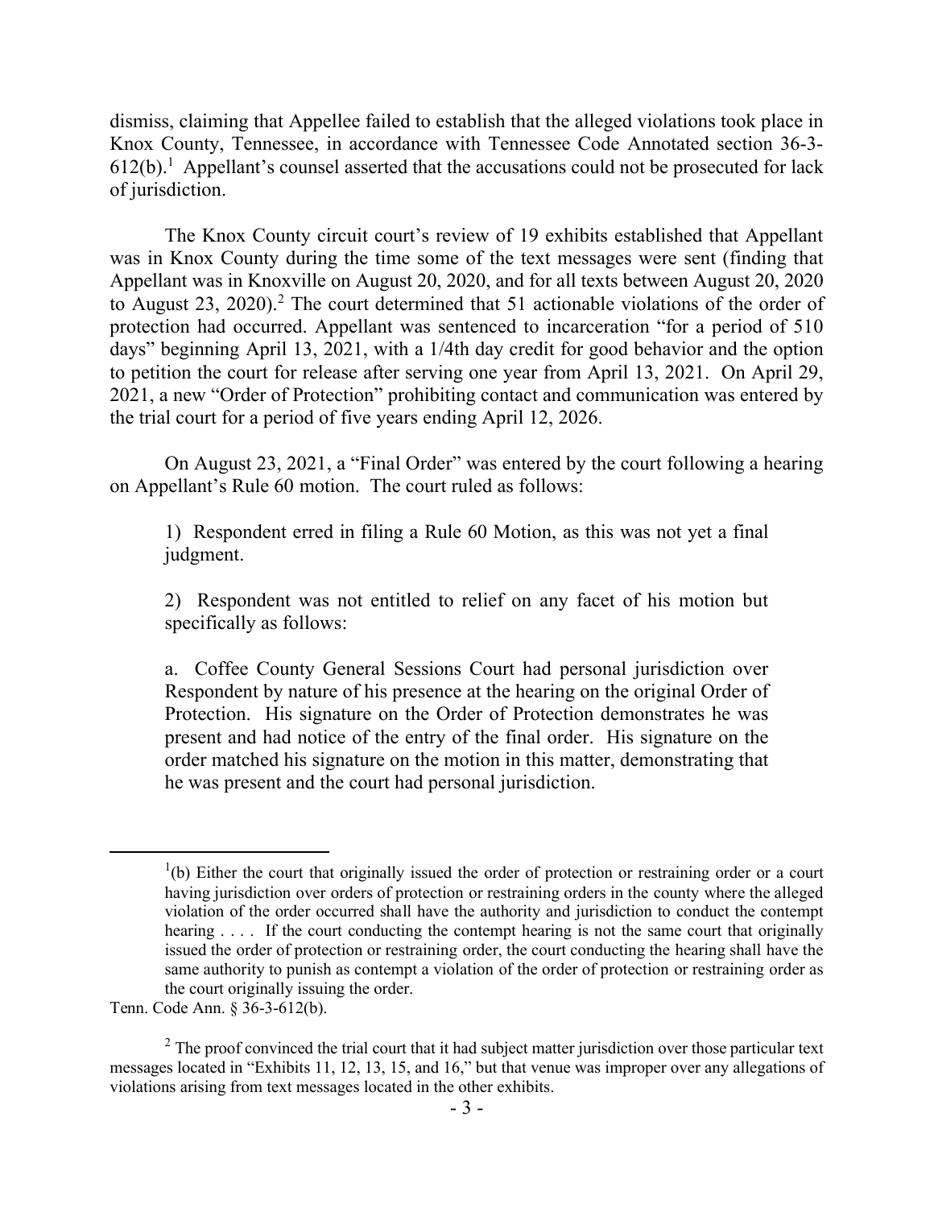dismiss, claiming that Appellee failed to establish that the alleged violations took place in Knox County, Tennessee, in accordance with Tennessee Code Annotated section 36-3-612(b).[1] Appellant's counsel asserted that the accusations could not be prosecuted for lack of jurisdiction.

The Knox County circuit court's review of 19 exhibits established that Appellant was in Knox County during the time some of the text messages were sent (finding that Appellant was in Knoxville on August 20, 2020, and for all texts between August 20, 2020 to August 23, 2020).[2] The court determined that 51 actionable violations of the order of protection had occurred. Appellant was sentenced to incarceration "for a period of 510 days" beginning April 13, 2021, with a 1/4th day credit for good behavior and the option to petition the court for release after serving one year from April 13, 2021. On April 29, 2021, a new "Order of Protection" prohibiting contact and communication was entered by the trial court for a period of five years ending April 12, 2026.

On August 23, 2021, a "Final Order" was entered by the court following a hearing on Appellant's Rule 60 motion. The court ruled as follows:

> 1) Respondent erred in filing a Rule 60 Motion, as this was not yet a final judgment.
>
> 2) Respondent was not entitled to relief on any facet of his motion but specifically as follows:
>
> a. Coffee County General Sessions Court had personal jurisdiction over Respondent by nature of his presence at the hearing on the original Order of Protection. His signature on the Order of Protection demonstrates he was present and had notice of the entry of the final order. His signature on the order matched his signature on the motion in this matter, demonstrating that he was present and the court had personal jurisdiction.

---

[1](b) Either the court that originally issued the order of protection or restraining order or a court having jurisdiction over orders of protection or restraining orders in the county where the alleged violation of the order occurred shall have the authority and jurisdiction to conduct the contempt hearing . . . . If the court conducting the contempt hearing is not the same court that originally issued the order of protection or restraining order, the court conducting the hearing shall have the same authority to punish as contempt a violation of the order of protection or restraining order as the court originally issuing the order.

Tenn. Code Ann. § 36-3-612(b).

[2] The proof convinced the trial court that it had subject matter jurisdiction over those particular text messages located in "Exhibits 11, 12, 13, 15, and 16," but that venue was improper over any allegations of violations arising from text messages located in the other exhibits.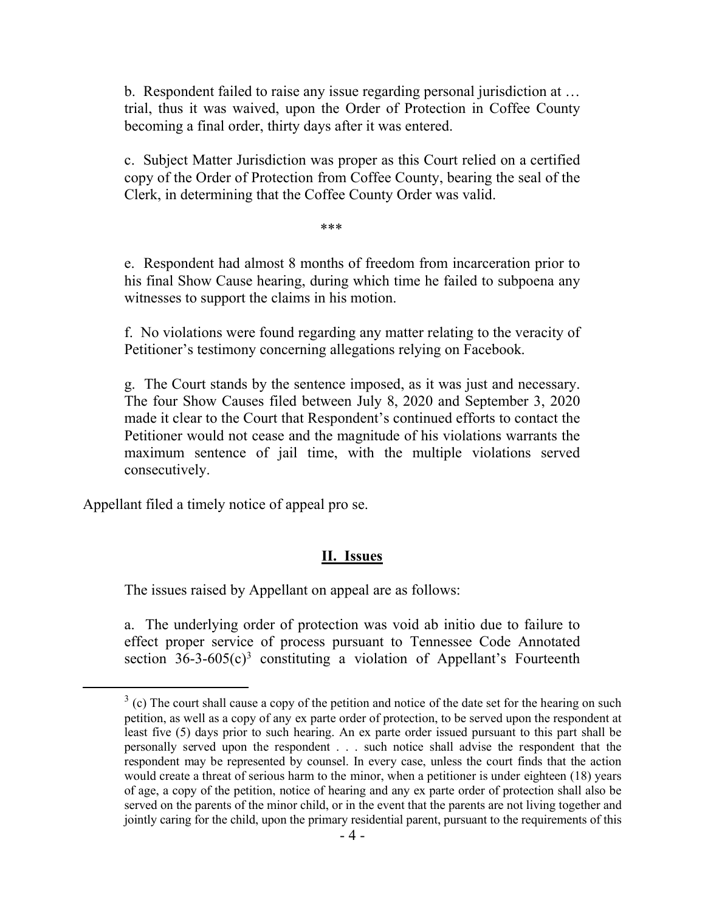b. Respondent failed to raise any issue regarding personal jurisdiction at … trial, thus it was waived, upon the Order of Protection in Coffee County becoming a final order, thirty days after it was entered.

c. Subject Matter Jurisdiction was proper as this Court relied on a certified copy of the Order of Protection from Coffee County, bearing the seal of the Clerk, in determining that the Coffee County Order was valid.

***

e. Respondent had almost 8 months of freedom from incarceration prior to his final Show Cause hearing, during which time he failed to subpoena any witnesses to support the claims in his motion.

f. No violations were found regarding any matter relating to the veracity of Petitioner's testimony concerning allegations relying on Facebook.

g. The Court stands by the sentence imposed, as it was just and necessary. The four Show Causes filed between July 8, 2020 and September 3, 2020 made it clear to the Court that Respondent's continued efforts to contact the Petitioner would not cease and the magnitude of his violations warrants the maximum sentence of jail time, with the multiple violations served consecutively.

Appellant filed a timely notice of appeal pro se.

## II. Issues

The issues raised by Appellant on appeal are as follows:

a. The underlying order of protection was void ab initio due to failure to effect proper service of process pursuant to Tennessee Code Annotated section 36-3-605(c)[3] constituting a violation of Appellant's Fourteenth

---

[3] (c) The court shall cause a copy of the petition and notice of the date set for the hearing on such petition, as well as a copy of any ex parte order of protection, to be served upon the respondent at least five (5) days prior to such hearing. An ex parte order issued pursuant to this part shall be personally served upon the respondent . . . such notice shall advise the respondent that the respondent may be represented by counsel. In every case, unless the court finds that the action would create a threat of serious harm to the minor, when a petitioner is under eighteen (18) years of age, a copy of the petition, notice of hearing and any ex parte order of protection shall also be served on the parents of the minor child, or in the event that the parents are not living together and jointly caring for the child, upon the primary residential parent, pursuant to the requirements of this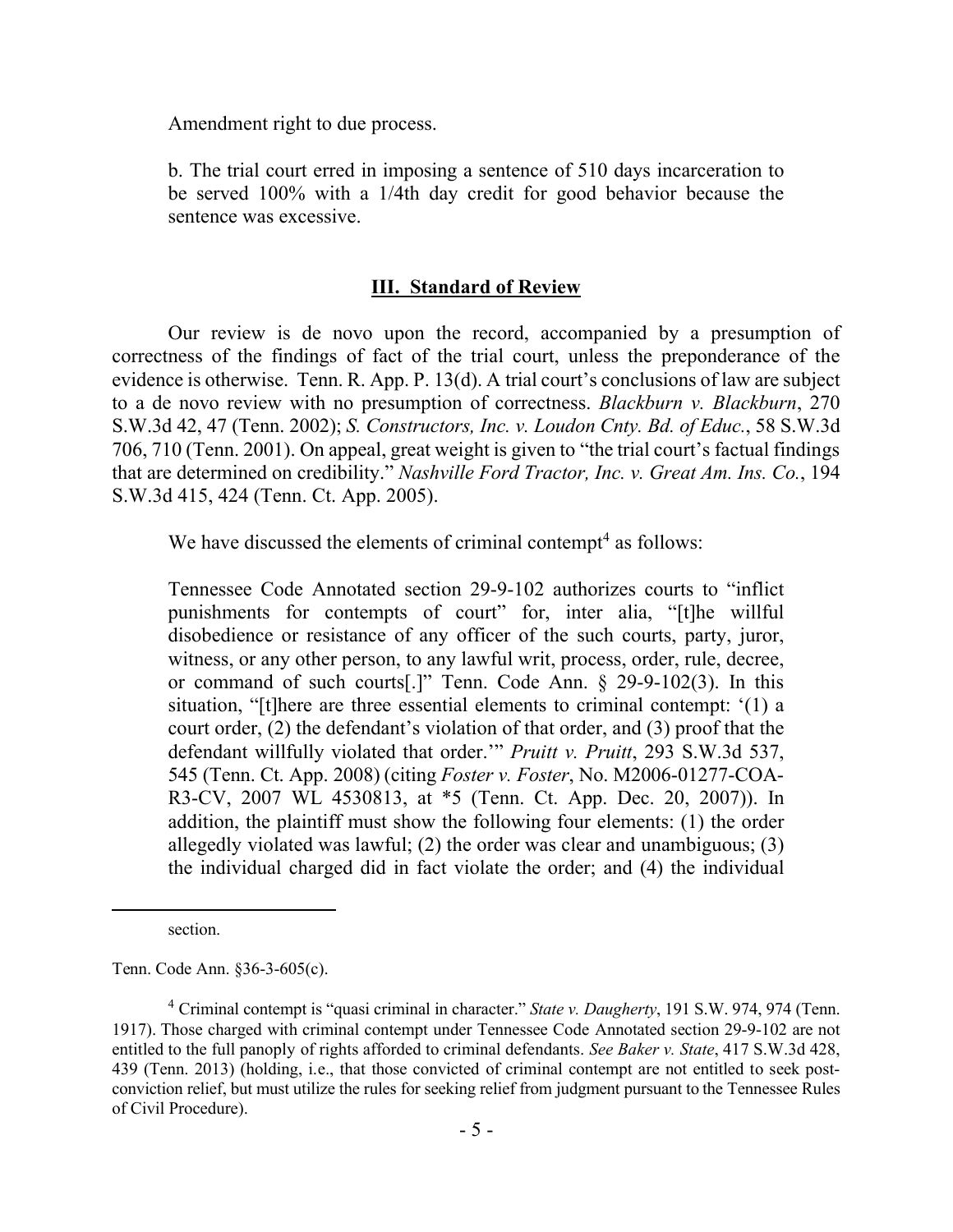Amendment right to due process.

b. The trial court erred in imposing a sentence of 510 days incarceration to be served 100% with a 1/4th day credit for good behavior because the sentence was excessive.

## III. Standard of Review

Our review is de novo upon the record, accompanied by a presumption of correctness of the findings of fact of the trial court, unless the preponderance of the evidence is otherwise. Tenn. R. App. P. 13(d). A trial court's conclusions of law are subject to a de novo review with no presumption of correctness. *Blackburn v. Blackburn*, 270 S.W.3d 42, 47 (Tenn. 2002); *S. Constructors, Inc. v. Loudon Cnty. Bd. of Educ.*, 58 S.W.3d 706, 710 (Tenn. 2001). On appeal, great weight is given to "the trial court's factual findings that are determined on credibility." *Nashville Ford Tractor, Inc. v. Great Am. Ins. Co.*, 194 S.W.3d 415, 424 (Tenn. Ct. App. 2005).

We have discussed the elements of criminal contempt[4] as follows:

> Tennessee Code Annotated section 29-9-102 authorizes courts to "inflict punishments for contempts of court" for, inter alia, "[t]he willful disobedience or resistance of any officer of the such courts, party, juror, witness, or any other person, to any lawful writ, process, order, rule, decree, or command of such courts[.]" Tenn. Code Ann. § 29-9-102(3). In this situation, "[t]here are three essential elements to criminal contempt: '(1) a court order, (2) the defendant's violation of that order, and (3) proof that the defendant willfully violated that order.'" *Pruitt v. Pruitt*, 293 S.W.3d 537, 545 (Tenn. Ct. App. 2008) (citing *Foster v. Foster*, No. M2006-01277-COA-R3-CV, 2007 WL 4530813, at *5 (Tenn. Ct. App. Dec. 20, 2007)). In addition, the plaintiff must show the following four elements: (1) the order allegedly violated was lawful; (2) the order was clear and unambiguous; (3) the individual charged did in fact violate the order; and (4) the individual

---

section.

Tenn. Code Ann. §36-3-605(c).

[4] Criminal contempt is "quasi criminal in character." *State v. Daugherty*, 191 S.W. 974, 974 (Tenn. 1917). Those charged with criminal contempt under Tennessee Code Annotated section 29-9-102 are not entitled to the full panoply of rights afforded to criminal defendants. *See Baker v. State*, 417 S.W.3d 428, 439 (Tenn. 2013) (holding, i.e., that those convicted of criminal contempt are not entitled to seek post-conviction relief, but must utilize the rules for seeking relief from judgment pursuant to the Tennessee Rules of Civil Procedure).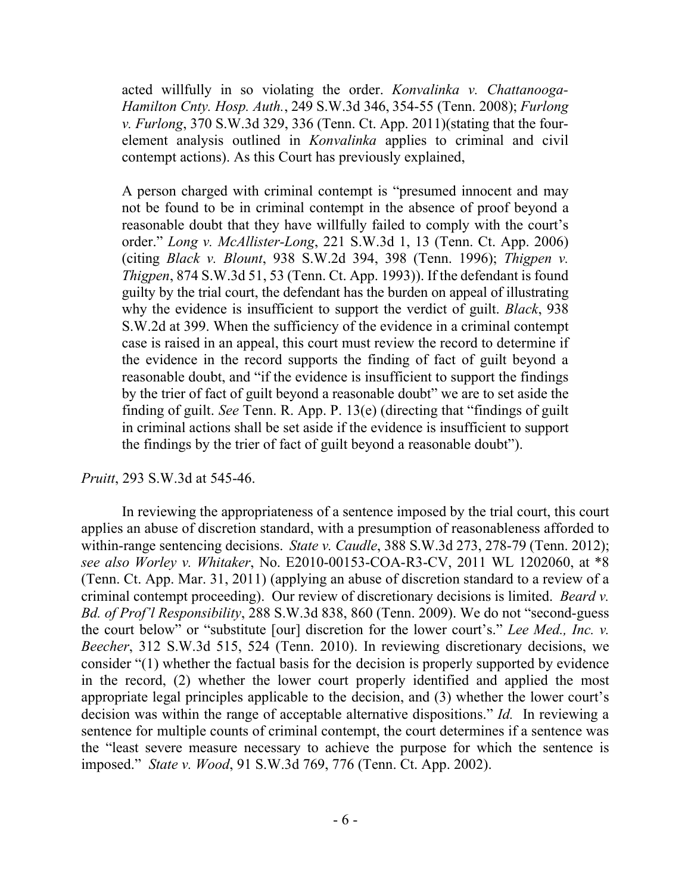acted willfully in so violating the order. *Konvalinka v. Chattanooga-Hamilton Cnty. Hosp. Auth.*, 249 S.W.3d 346, 354-55 (Tenn. 2008); *Furlong v. Furlong*, 370 S.W.3d 329, 336 (Tenn. Ct. App. 2011)(stating that the four-element analysis outlined in *Konvalinka* applies to criminal and civil contempt actions). As this Court has previously explained,

> A person charged with criminal contempt is "presumed innocent and may not be found to be in criminal contempt in the absence of proof beyond a reasonable doubt that they have willfully failed to comply with the court's order." *Long v. McAllister-Long*, 221 S.W.3d 1, 13 (Tenn. Ct. App. 2006) (citing *Black v. Blount*, 938 S.W.2d 394, 398 (Tenn. 1996); *Thigpen v. Thigpen*, 874 S.W.3d 51, 53 (Tenn. Ct. App. 1993)). If the defendant is found guilty by the trial court, the defendant has the burden on appeal of illustrating why the evidence is insufficient to support the verdict of guilt. *Black*, 938 S.W.2d at 399. When the sufficiency of the evidence in a criminal contempt case is raised in an appeal, this court must review the record to determine if the evidence in the record supports the finding of fact of guilt beyond a reasonable doubt, and "if the evidence is insufficient to support the findings by the trier of fact of guilt beyond a reasonable doubt" we are to set aside the finding of guilt. *See* Tenn. R. App. P. 13(e) (directing that "findings of guilt in criminal actions shall be set aside if the evidence is insufficient to support the findings by the trier of fact of guilt beyond a reasonable doubt").

*Pruitt*, 293 S.W.3d at 545-46.

In reviewing the appropriateness of a sentence imposed by the trial court, this court applies an abuse of discretion standard, with a presumption of reasonableness afforded to within-range sentencing decisions. *State v. Caudle*, 388 S.W.3d 273, 278-79 (Tenn. 2012); *see also Worley v. Whitaker*, No. E2010-00153-COA-R3-CV, 2011 WL 1202060, at *8 (Tenn. Ct. App. Mar. 31, 2011) (applying an abuse of discretion standard to a review of a criminal contempt proceeding). Our review of discretionary decisions is limited. *Beard v. Bd. of Prof'l Responsibility*, 288 S.W.3d 838, 860 (Tenn. 2009). We do not "second-guess the court below" or "substitute [our] discretion for the lower court's." *Lee Med., Inc. v. Beecher*, 312 S.W.3d 515, 524 (Tenn. 2010). In reviewing discretionary decisions, we consider "(1) whether the factual basis for the decision is properly supported by evidence in the record, (2) whether the lower court properly identified and applied the most appropriate legal principles applicable to the decision, and (3) whether the lower court's decision was within the range of acceptable alternative dispositions." *Id.* In reviewing a sentence for multiple counts of criminal contempt, the court determines if a sentence was the "least severe measure necessary to achieve the purpose for which the sentence is imposed." *State v. Wood*, 91 S.W.3d 769, 776 (Tenn. Ct. App. 2002).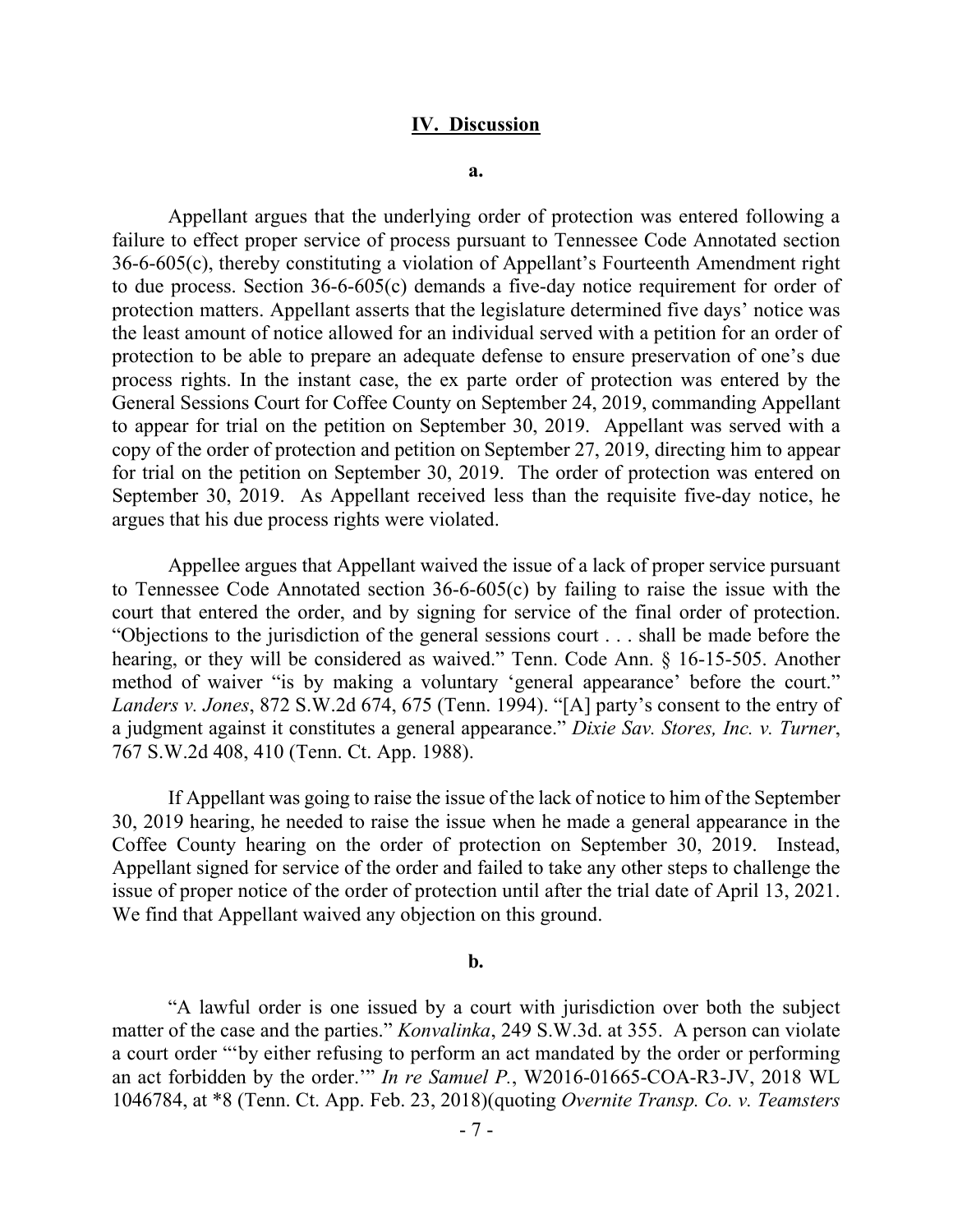## IV. Discussion

### a.

Appellant argues that the underlying order of protection was entered following a failure to effect proper service of process pursuant to Tennessee Code Annotated section 36-6-605(c), thereby constituting a violation of Appellant's Fourteenth Amendment right to due process. Section 36-6-605(c) demands a five-day notice requirement for order of protection matters. Appellant asserts that the legislature determined five days' notice was the least amount of notice allowed for an individual served with a petition for an order of protection to be able to prepare an adequate defense to ensure preservation of one's due process rights. In the instant case, the ex parte order of protection was entered by the General Sessions Court for Coffee County on September 24, 2019, commanding Appellant to appear for trial on the petition on September 30, 2019. Appellant was served with a copy of the order of protection and petition on September 27, 2019, directing him to appear for trial on the petition on September 30, 2019. The order of protection was entered on September 30, 2019. As Appellant received less than the requisite five-day notice, he argues that his due process rights were violated.

Appellee argues that Appellant waived the issue of a lack of proper service pursuant to Tennessee Code Annotated section 36-6-605(c) by failing to raise the issue with the court that entered the order, and by signing for service of the final order of protection. "Objections to the jurisdiction of the general sessions court . . . shall be made before the hearing, or they will be considered as waived." Tenn. Code Ann. § 16-15-505. Another method of waiver "is by making a voluntary 'general appearance' before the court." *Landers v. Jones*, 872 S.W.2d 674, 675 (Tenn. 1994). "[A] party's consent to the entry of a judgment against it constitutes a general appearance." *Dixie Sav. Stores, Inc. v. Turner*, 767 S.W.2d 408, 410 (Tenn. Ct. App. 1988).

If Appellant was going to raise the issue of the lack of notice to him of the September 30, 2019 hearing, he needed to raise the issue when he made a general appearance in the Coffee County hearing on the order of protection on September 30, 2019. Instead, Appellant signed for service of the order and failed to take any other steps to challenge the issue of proper notice of the order of protection until after the trial date of April 13, 2021. We find that Appellant waived any objection on this ground.

### b.

"A lawful order is one issued by a court with jurisdiction over both the subject matter of the case and the parties." *Konvalinka*, 249 S.W.3d. at 355. A person can violate a court order "'by either refusing to perform an act mandated by the order or performing an act forbidden by the order.'" *In re Samuel P.*, W2016-01665-COA-R3-JV, 2018 WL 1046784, at *8 (Tenn. Ct. App. Feb. 23, 2018)(quoting *Overnite Transp. Co. v. Teamsters*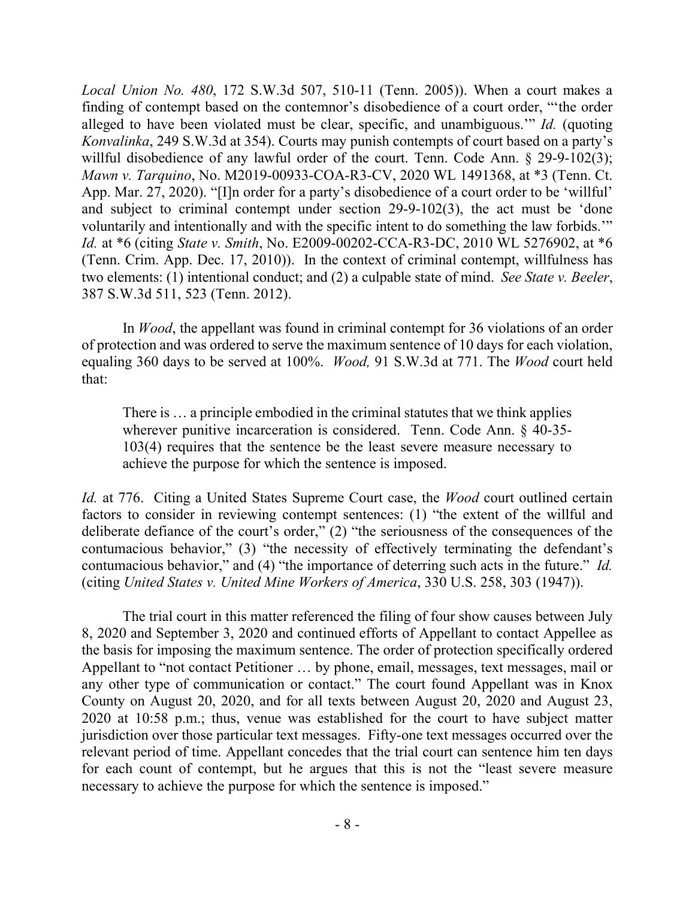*Local Union No. 480*, 172 S.W.3d 507, 510-11 (Tenn. 2005)). When a court makes a finding of contempt based on the contemnor's disobedience of a court order, "'the order alleged to have been violated must be clear, specific, and unambiguous.'" *Id.* (quoting *Konvalinka*, 249 S.W.3d at 354). Courts may punish contempts of court based on a party's willful disobedience of any lawful order of the court. Tenn. Code Ann. § 29-9-102(3); *Mawn v. Tarquino*, No. M2019-00933-COA-R3-CV, 2020 WL 1491368, at *3 (Tenn. Ct. App. Mar. 27, 2020). "[I]n order for a party's disobedience of a court order to be 'willful' and subject to criminal contempt under section 29-9-102(3), the act must be 'done voluntarily and intentionally and with the specific intent to do something the law forbids.'" *Id.* at *6 (citing *State v. Smith*, No. E2009-00202-CCA-R3-DC, 2010 WL 5276902, at *6 (Tenn. Crim. App. Dec. 17, 2010)). In the context of criminal contempt, willfulness has two elements: (1) intentional conduct; and (2) a culpable state of mind. *See State v. Beeler*, 387 S.W.3d 511, 523 (Tenn. 2012).

In *Wood*, the appellant was found in criminal contempt for 36 violations of an order of protection and was ordered to serve the maximum sentence of 10 days for each violation, equaling 360 days to be served at 100%. *Wood,* 91 S.W.3d at 771. The *Wood* court held that:

> There is … a principle embodied in the criminal statutes that we think applies wherever punitive incarceration is considered. Tenn. Code Ann. § 40-35-103(4) requires that the sentence be the least severe measure necessary to achieve the purpose for which the sentence is imposed.

*Id.* at 776. Citing a United States Supreme Court case, the *Wood* court outlined certain factors to consider in reviewing contempt sentences: (1) "the extent of the willful and deliberate defiance of the court's order," (2) "the seriousness of the consequences of the contumacious behavior," (3) "the necessity of effectively terminating the defendant's contumacious behavior," and (4) "the importance of deterring such acts in the future." *Id.* (citing *United States v. United Mine Workers of America*, 330 U.S. 258, 303 (1947)).

The trial court in this matter referenced the filing of four show causes between July 8, 2020 and September 3, 2020 and continued efforts of Appellant to contact Appellee as the basis for imposing the maximum sentence. The order of protection specifically ordered Appellant to "not contact Petitioner … by phone, email, messages, text messages, mail or any other type of communication or contact." The court found Appellant was in Knox County on August 20, 2020, and for all texts between August 20, 2020 and August 23, 2020 at 10:58 p.m.; thus, venue was established for the court to have subject matter jurisdiction over those particular text messages. Fifty-one text messages occurred over the relevant period of time. Appellant concedes that the trial court can sentence him ten days for each count of contempt, but he argues that this is not the "least severe measure necessary to achieve the purpose for which the sentence is imposed."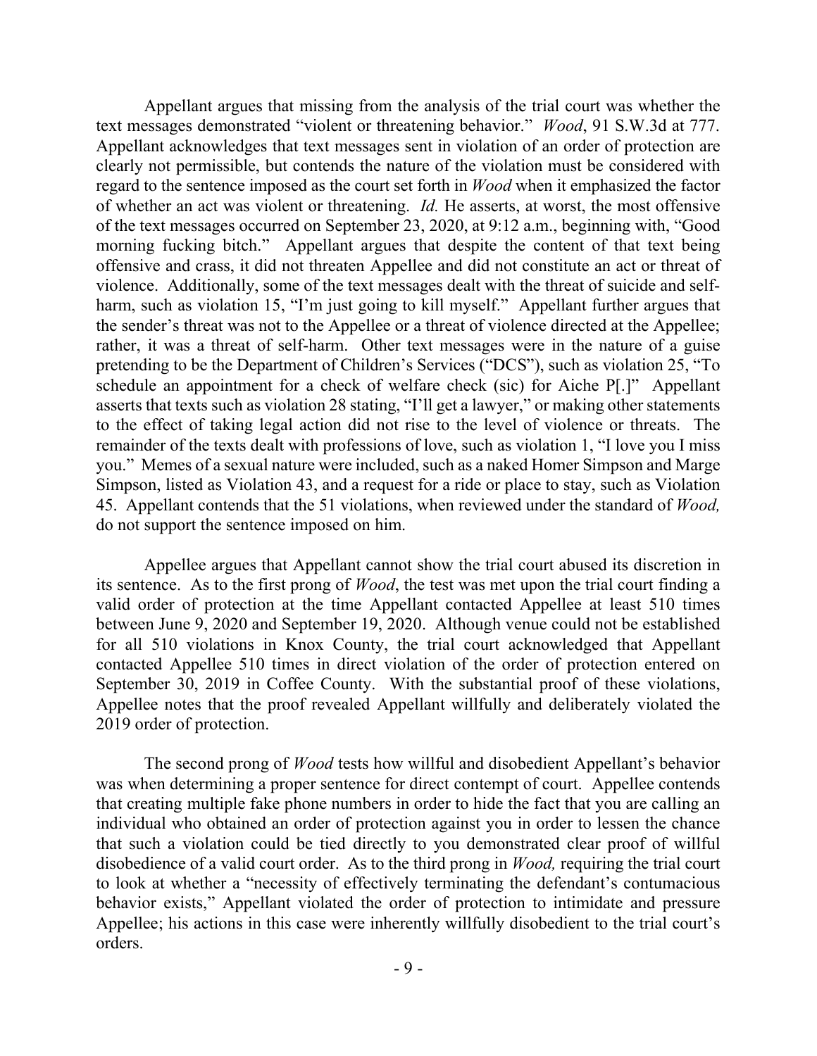Appellant argues that missing from the analysis of the trial court was whether the text messages demonstrated "violent or threatening behavior." *Wood*, 91 S.W.3d at 777. Appellant acknowledges that text messages sent in violation of an order of protection are clearly not permissible, but contends the nature of the violation must be considered with regard to the sentence imposed as the court set forth in *Wood* when it emphasized the factor of whether an act was violent or threatening. *Id.* He asserts, at worst, the most offensive of the text messages occurred on September 23, 2020, at 9:12 a.m., beginning with, "Good morning fucking bitch." Appellant argues that despite the content of that text being offensive and crass, it did not threaten Appellee and did not constitute an act or threat of violence. Additionally, some of the text messages dealt with the threat of suicide and self-harm, such as violation 15, "I'm just going to kill myself." Appellant further argues that the sender's threat was not to the Appellee or a threat of violence directed at the Appellee; rather, it was a threat of self-harm. Other text messages were in the nature of a guise pretending to be the Department of Children's Services ("DCS"), such as violation 25, "To schedule an appointment for a check of welfare check (sic) for Aiche P[.]" Appellant asserts that texts such as violation 28 stating, "I'll get a lawyer," or making other statements to the effect of taking legal action did not rise to the level of violence or threats. The remainder of the texts dealt with professions of love, such as violation 1, "I love you I miss you." Memes of a sexual nature were included, such as a naked Homer Simpson and Marge Simpson, listed as Violation 43, and a request for a ride or place to stay, such as Violation 45. Appellant contends that the 51 violations, when reviewed under the standard of *Wood,* do not support the sentence imposed on him.

Appellee argues that Appellant cannot show the trial court abused its discretion in its sentence. As to the first prong of *Wood*, the test was met upon the trial court finding a valid order of protection at the time Appellant contacted Appellee at least 510 times between June 9, 2020 and September 19, 2020. Although venue could not be established for all 510 violations in Knox County, the trial court acknowledged that Appellant contacted Appellee 510 times in direct violation of the order of protection entered on September 30, 2019 in Coffee County. With the substantial proof of these violations, Appellee notes that the proof revealed Appellant willfully and deliberately violated the 2019 order of protection.

The second prong of *Wood* tests how willful and disobedient Appellant's behavior was when determining a proper sentence for direct contempt of court. Appellee contends that creating multiple fake phone numbers in order to hide the fact that you are calling an individual who obtained an order of protection against you in order to lessen the chance that such a violation could be tied directly to you demonstrated clear proof of willful disobedience of a valid court order. As to the third prong in *Wood,* requiring the trial court to look at whether a "necessity of effectively terminating the defendant's contumacious behavior exists," Appellant violated the order of protection to intimidate and pressure Appellee; his actions in this case were inherently willfully disobedient to the trial court's orders.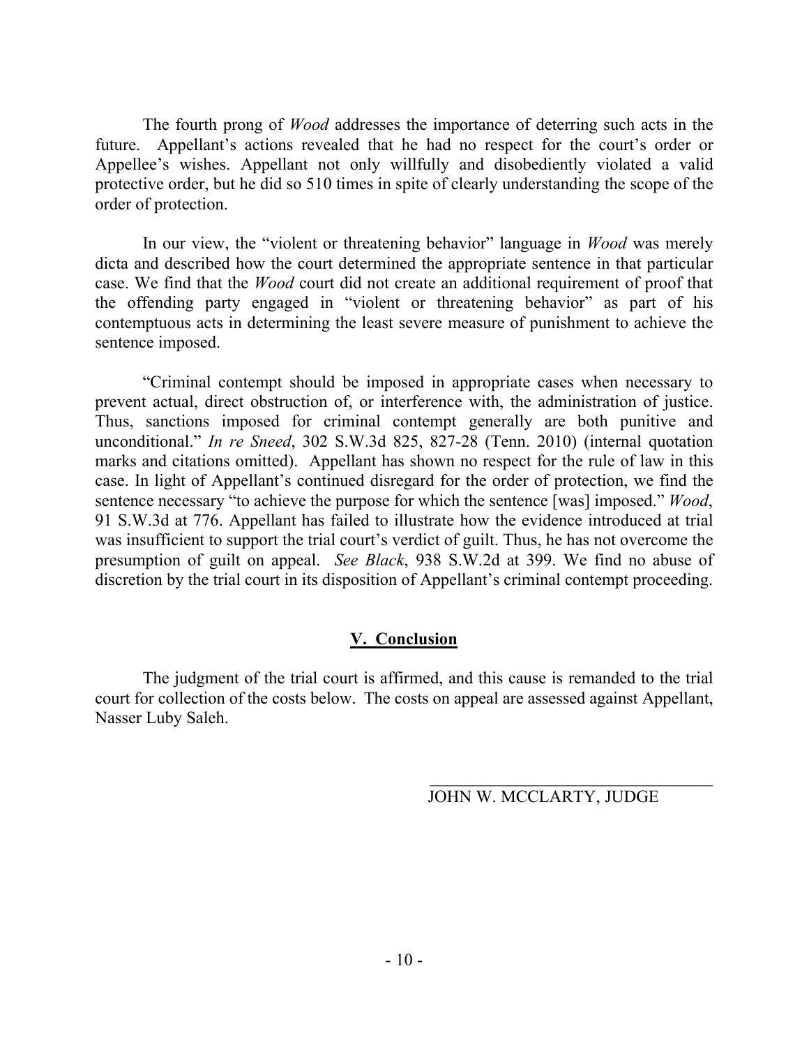The fourth prong of *Wood* addresses the importance of deterring such acts in the future. Appellant's actions revealed that he had no respect for the court's order or Appellee's wishes. Appellant not only willfully and disobediently violated a valid protective order, but he did so 510 times in spite of clearly understanding the scope of the order of protection.

In our view, the "violent or threatening behavior" language in *Wood* was merely dicta and described how the court determined the appropriate sentence in that particular case. We find that the *Wood* court did not create an additional requirement of proof that the offending party engaged in "violent or threatening behavior" as part of his contemptuous acts in determining the least severe measure of punishment to achieve the sentence imposed.

"Criminal contempt should be imposed in appropriate cases when necessary to prevent actual, direct obstruction of, or interference with, the administration of justice. Thus, sanctions imposed for criminal contempt generally are both punitive and unconditional." *In re Sneed*, 302 S.W.3d 825, 827-28 (Tenn. 2010) (internal quotation marks and citations omitted). Appellant has shown no respect for the rule of law in this case. In light of Appellant's continued disregard for the order of protection, we find the sentence necessary "to achieve the purpose for which the sentence [was] imposed." *Wood*, 91 S.W.3d at 776. Appellant has failed to illustrate how the evidence introduced at trial was insufficient to support the trial court's verdict of guilt. Thus, he has not overcome the presumption of guilt on appeal. *See Black*, 938 S.W.2d at 399. We find no abuse of discretion by the trial court in its disposition of Appellant's criminal contempt proceeding.

## V. Conclusion

The judgment of the trial court is affirmed, and this cause is remanded to the trial court for collection of the costs below. The costs on appeal are assessed against Appellant, Nasser Luby Saleh.

JOHN W. MCCLARTY, JUDGE